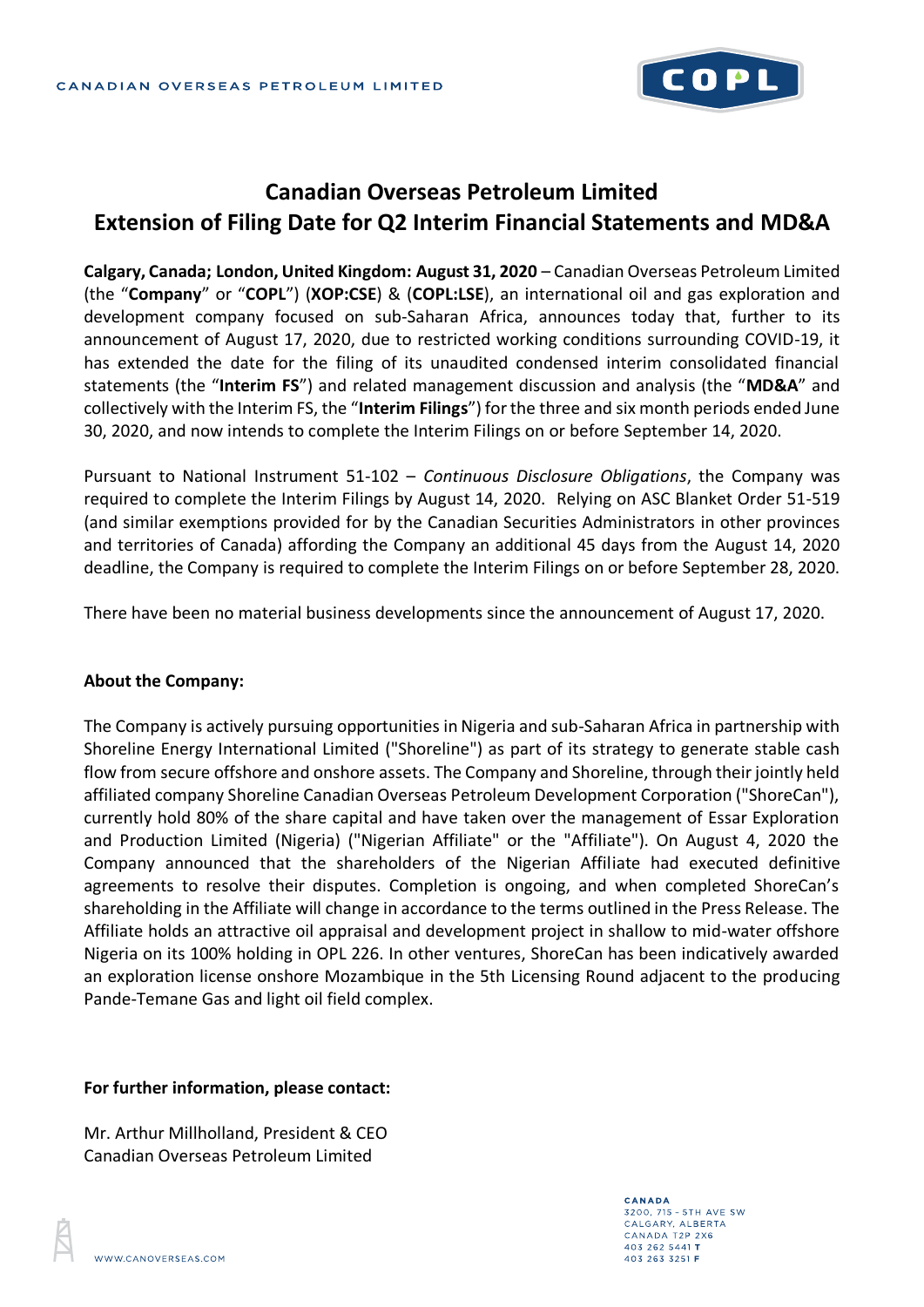# Canadian Overseas Petroleum Limited
## Extension of Filing Date for Q2 Interim Financial Statements and MD&A

**Calgary, Canada; London, United Kingdom: August 31, 2020** – Canadian Overseas Petroleum Limited (the "**Company**" or "**COPL**") (**XOP:CSE**) & (**COPL:LSE**), an international oil and gas exploration and development company focused on sub-Saharan Africa, announces today that, further to its announcement of August 17, 2020, due to restricted working conditions surrounding COVID-19, it has extended the date for the filing of its unaudited condensed interim consolidated financial statements (the "**Interim FS**") and related management discussion and analysis (the "**MD&A**" and collectively with the Interim FS, the "**Interim Filings**") for the three and six month periods ended June 30, 2020, and now intends to complete the Interim Filings on or before September 14, 2020.

Pursuant to National Instrument 51-102 – *Continuous Disclosure Obligations*, the Company was required to complete the Interim Filings by August 14, 2020. Relying on ASC Blanket Order 51-519 (and similar exemptions provided for by the Canadian Securities Administrators in other provinces and territories of Canada) affording the Company an additional 45 days from the August 14, 2020 deadline, the Company is required to complete the Interim Filings on or before September 28, 2020.

There have been no material business developments since the announcement of August 17, 2020.

**About the Company:**

The Company is actively pursuing opportunities in Nigeria and sub-Saharan Africa in partnership with Shoreline Energy International Limited ("Shoreline") as part of its strategy to generate stable cash flow from secure offshore and onshore assets. The Company and Shoreline, through their jointly held affiliated company Shoreline Canadian Overseas Petroleum Development Corporation ("ShoreCan"), currently hold 80% of the share capital and have taken over the management of Essar Exploration and Production Limited (Nigeria) ("Nigerian Affiliate" or the "Affiliate"). On August 4, 2020 the Company announced that the shareholders of the Nigerian Affiliate had executed definitive agreements to resolve their disputes. Completion is ongoing, and when completed ShoreCan's shareholding in the Affiliate will change in accordance to the terms outlined in the Press Release. The Affiliate holds an attractive oil appraisal and development project in shallow to mid-water offshore Nigeria on its 100% holding in OPL 226. In other ventures, ShoreCan has been indicatively awarded an exploration license onshore Mozambique in the 5th Licensing Round adjacent to the producing Pande-Temane Gas and light oil field complex.

**For further information, please contact:**

Mr. Arthur Millholland, President & CEO
Canadian Overseas Petroleum Limited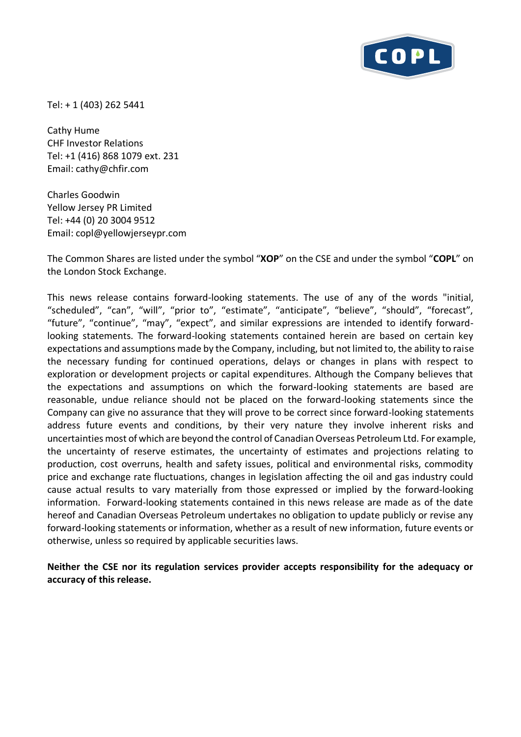Tel: + 1 (403) 262 5441

Cathy Hume
CHF Investor Relations
Tel: +1 (416) 868 1079 ext. 231
Email: cathy@chfir.com

Charles Goodwin
Yellow Jersey PR Limited
Tel: +44 (0) 20 3004 9512
Email: copl@yellowjerseypr.com

The Common Shares are listed under the symbol "**XOP**" on the CSE and under the symbol "**COPL**" on the London Stock Exchange.

This news release contains forward-looking statements. The use of any of the words "initial, "scheduled", "can", "will", "prior to", "estimate", "anticipate", "believe", "should", "forecast", "future", "continue", "may", "expect", and similar expressions are intended to identify forward-looking statements. The forward-looking statements contained herein are based on certain key expectations and assumptions made by the Company, including, but not limited to, the ability to raise the necessary funding for continued operations, delays or changes in plans with respect to exploration or development projects or capital expenditures. Although the Company believes that the expectations and assumptions on which the forward-looking statements are based are reasonable, undue reliance should not be placed on the forward-looking statements since the Company can give no assurance that they will prove to be correct since forward-looking statements address future events and conditions, by their very nature they involve inherent risks and uncertainties most of which are beyond the control of Canadian Overseas Petroleum Ltd. For example, the uncertainty of reserve estimates, the uncertainty of estimates and projections relating to production, cost overruns, health and safety issues, political and environmental risks, commodity price and exchange rate fluctuations, changes in legislation affecting the oil and gas industry could cause actual results to vary materially from those expressed or implied by the forward-looking information. Forward-looking statements contained in this news release are made as of the date hereof and Canadian Overseas Petroleum undertakes no obligation to update publicly or revise any forward-looking statements or information, whether as a result of new information, future events or otherwise, unless so required by applicable securities laws.

**Neither the CSE nor its regulation services provider accepts responsibility for the adequacy or accuracy of this release.**